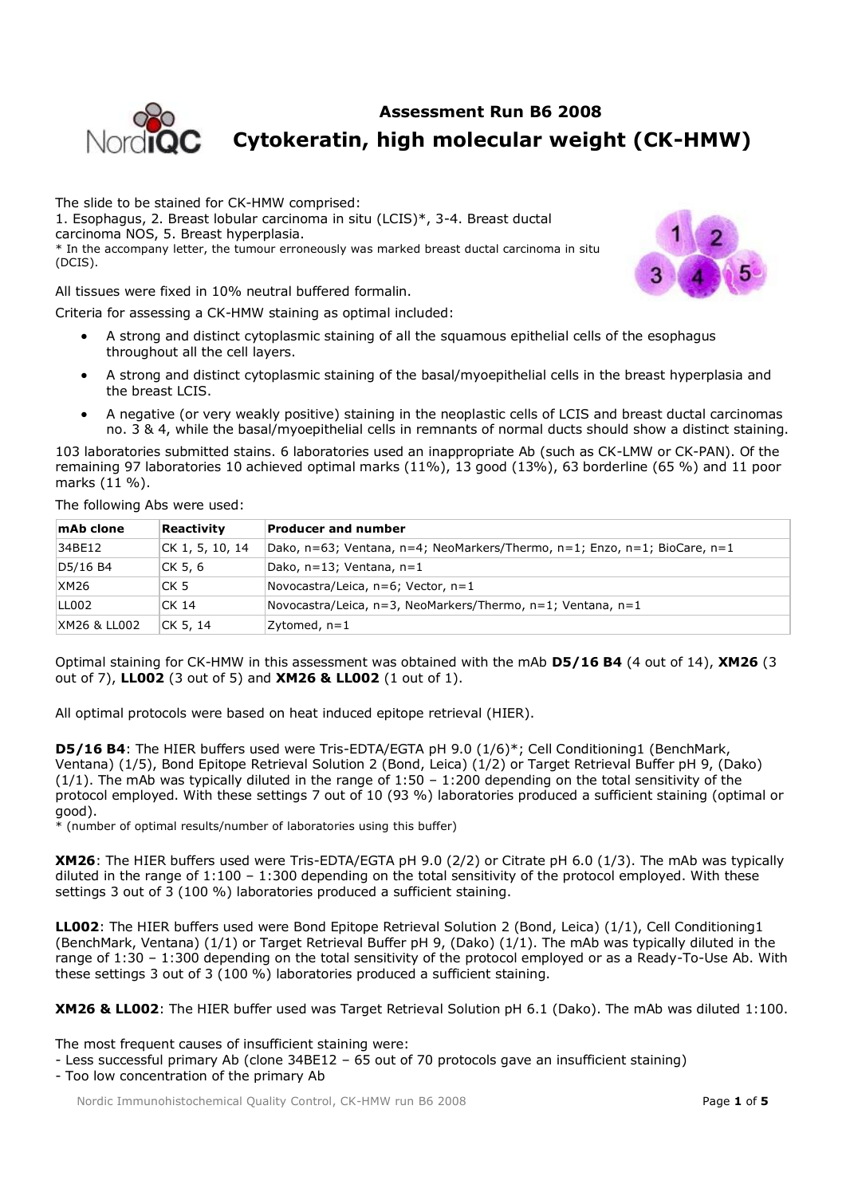# Assessment Run B6 2008

## Cytokeratin, high molecular weight (CK-HMW)

The slide to be stained for CK-HMW comprised:
1. Esophagus, 2. Breast lobular carcinoma in situ (LCIS)*, 3-4. Breast ductal carcinoma NOS, 5. Breast hyperplasia.
* In the accompany letter, the tumour erroneously was marked breast ductal carcinoma in situ (DCIS).

All tissues were fixed in 10% neutral buffered formalin.

Criteria for assessing a CK-HMW staining as optimal included:

- A strong and distinct cytoplasmic staining of all the squamous epithelial cells of the esophagus throughout all the cell layers.
- A strong and distinct cytoplasmic staining of the basal/myoepithelial cells in the breast hyperplasia and the breast LCIS.
- A negative (or very weakly positive) staining in the neoplastic cells of LCIS and breast ductal carcinomas no. 3 & 4, while the basal/myoepithelial cells in remnants of normal ducts should show a distinct staining.

103 laboratories submitted stains. 6 laboratories used an inappropriate Ab (such as CK-LMW or CK-PAN). Of the remaining 97 laboratories 10 achieved optimal marks (11%), 13 good (13%), 63 borderline (65 %) and 11 poor marks (11 %).

The following Abs were used:

| mAb clone | Reactivity | Producer and number |
|---|---|---|
| 34BE12 | CK 1, 5, 10, 14 | Dako, n=63; Ventana, n=4; NeoMarkers/Thermo, n=1; Enzo, n=1; BioCare, n=1 |
| D5/16 B4 | CK 5, 6 | Dako, n=13; Ventana, n=1 |
| XM26 | CK 5 | Novocastra/Leica, n=6; Vector, n=1 |
| LL002 | CK 14 | Novocastra/Leica, n=3, NeoMarkers/Thermo, n=1; Ventana, n=1 |
| XM26 & LL002 | CK 5, 14 | Zytomed, n=1 |

Optimal staining for CK-HMW in this assessment was obtained with the mAb **D5/16 B4** (4 out of 14), **XM26** (3 out of 7), **LL002** (3 out of 5) and **XM26 & LL002** (1 out of 1).

All optimal protocols were based on heat induced epitope retrieval (HIER).

**D5/16 B4**: The HIER buffers used were Tris-EDTA/EGTA pH 9.0 (1/6)*; Cell Conditioning1 (BenchMark, Ventana) (1/5), Bond Epitope Retrieval Solution 2 (Bond, Leica) (1/2) or Target Retrieval Buffer pH 9, (Dako) (1/1). The mAb was typically diluted in the range of 1:50 – 1:200 depending on the total sensitivity of the protocol employed. With these settings 7 out of 10 (93 %) laboratories produced a sufficient staining (optimal or good).
* (number of optimal results/number of laboratories using this buffer)

**XM26**: The HIER buffers used were Tris-EDTA/EGTA pH 9.0 (2/2) or Citrate pH 6.0 (1/3). The mAb was typically diluted in the range of 1:100 – 1:300 depending on the total sensitivity of the protocol employed. With these settings 3 out of 3 (100 %) laboratories produced a sufficient staining.

**LL002**: The HIER buffers used were Bond Epitope Retrieval Solution 2 (Bond, Leica) (1/1), Cell Conditioning1 (BenchMark, Ventana) (1/1) or Target Retrieval Buffer pH 9, (Dako) (1/1). The mAb was typically diluted in the range of 1:30 – 1:300 depending on the total sensitivity of the protocol employed or as a Ready-To-Use Ab. With these settings 3 out of 3 (100 %) laboratories produced a sufficient staining.

**XM26 & LL002**: The HIER buffer used was Target Retrieval Solution pH 6.1 (Dako). The mAb was diluted 1:100.

The most frequent causes of insufficient staining were:
- Less successful primary Ab (clone 34BE12 – 65 out of 70 protocols gave an insufficient staining)
- Too low concentration of the primary Ab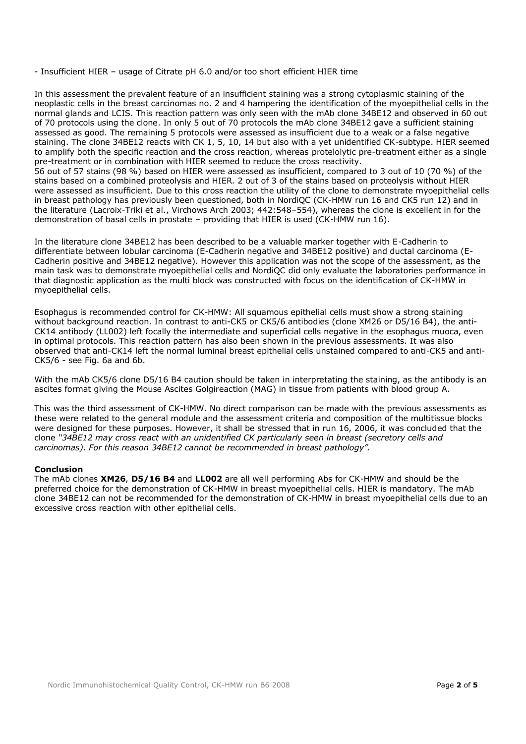- Insufficient HIER – usage of Citrate pH 6.0 and/or too short efficient HIER time

In this assessment the prevalent feature of an insufficient staining was a strong cytoplasmic staining of the neoplastic cells in the breast carcinomas no. 2 and 4 hampering the identification of the myoepithelial cells in the normal glands and LCIS. This reaction pattern was only seen with the mAb clone 34BE12 and observed in 60 out of 70 protocols using the clone. In only 5 out of 70 protocols the mAb clone 34BE12 gave a sufficient staining assessed as good. The remaining 5 protocols were assessed as insufficient due to a weak or a false negative staining. The clone 34BE12 reacts with CK 1, 5, 10, 14 but also with a yet unidentified CK-subtype. HIER seemed to amplify both the specific reaction and the cross reaction, whereas protelolytic pre-treatment either as a single pre-treatment or in combination with HIER seemed to reduce the cross reactivity.
56 out of 57 stains (98 %) based on HIER were assessed as insufficient, compared to 3 out of 10 (70 %) of the stains based on a combined proteolysis and HIER. 2 out of 3 of the stains based on proteolysis without HIER were assessed as insufficient. Due to this cross reaction the utility of the clone to demonstrate myoepithelial cells in breast pathology has previously been questioned, both in NordiQC (CK-HMW run 16 and CK5 run 12) and in the literature (Lacroix-Triki et al., Virchows Arch 2003; 442:548–554), whereas the clone is excellent in for the demonstration of basal cells in prostate – providing that HIER is used (CK-HMW run 16).

In the literature clone 34BE12 has been described to be a valuable marker together with E-Cadherin to differentiate between lobular carcinoma (E-Cadherin negative and 34BE12 positive) and ductal carcinoma (E-Cadherin positive and 34BE12 negative). However this application was not the scope of the assessment, as the main task was to demonstrate myoepithelial cells and NordiQC did only evaluate the laboratories performance in that diagnostic application as the multi block was constructed with focus on the identification of CK-HMW in myoepithelial cells.

Esophagus is recommended control for CK-HMW: All squamous epithelial cells must show a strong staining without background reaction. In contrast to anti-CK5 or CK5/6 antibodies (clone XM26 or D5/16 B4), the anti-CK14 antibody (LL002) left focally the intermediate and superficial cells negative in the esophagus muoca, even in optimal protocols. This reaction pattern has also been shown in the previous assessments. It was also observed that anti-CK14 left the normal luminal breast epithelial cells unstained compared to anti-CK5 and anti-CK5/6 - see Fig. 6a and 6b.

With the mAb CK5/6 clone D5/16 B4 caution should be taken in interpretating the staining, as the antibody is an ascites format giving the Mouse Ascites Golgireaction (MAG) in tissue from patients with blood group A.

This was the third assessment of CK-HMW. No direct comparison can be made with the previous assessments as these were related to the general module and the assessment criteria and composition of the multitissue blocks were designed for these purposes. However, it shall be stressed that in run 16, 2006, it was concluded that the clone *"34BE12 may cross react with an unidentified CK particularly seen in breast (secretory cells and carcinomas). For this reason 34BE12 cannot be recommended in breast pathology".*

**Conclusion**
The mAb clones **XM26**, **D5/16 B4** and **LL002** are all well performing Abs for CK-HMW and should be the preferred choice for the demonstration of CK-HMW in breast myoepithelial cells. HIER is mandatory. The mAb clone 34BE12 can not be recommended for the demonstration of CK-HMW in breast myoepithelial cells due to an excessive cross reaction with other epithelial cells.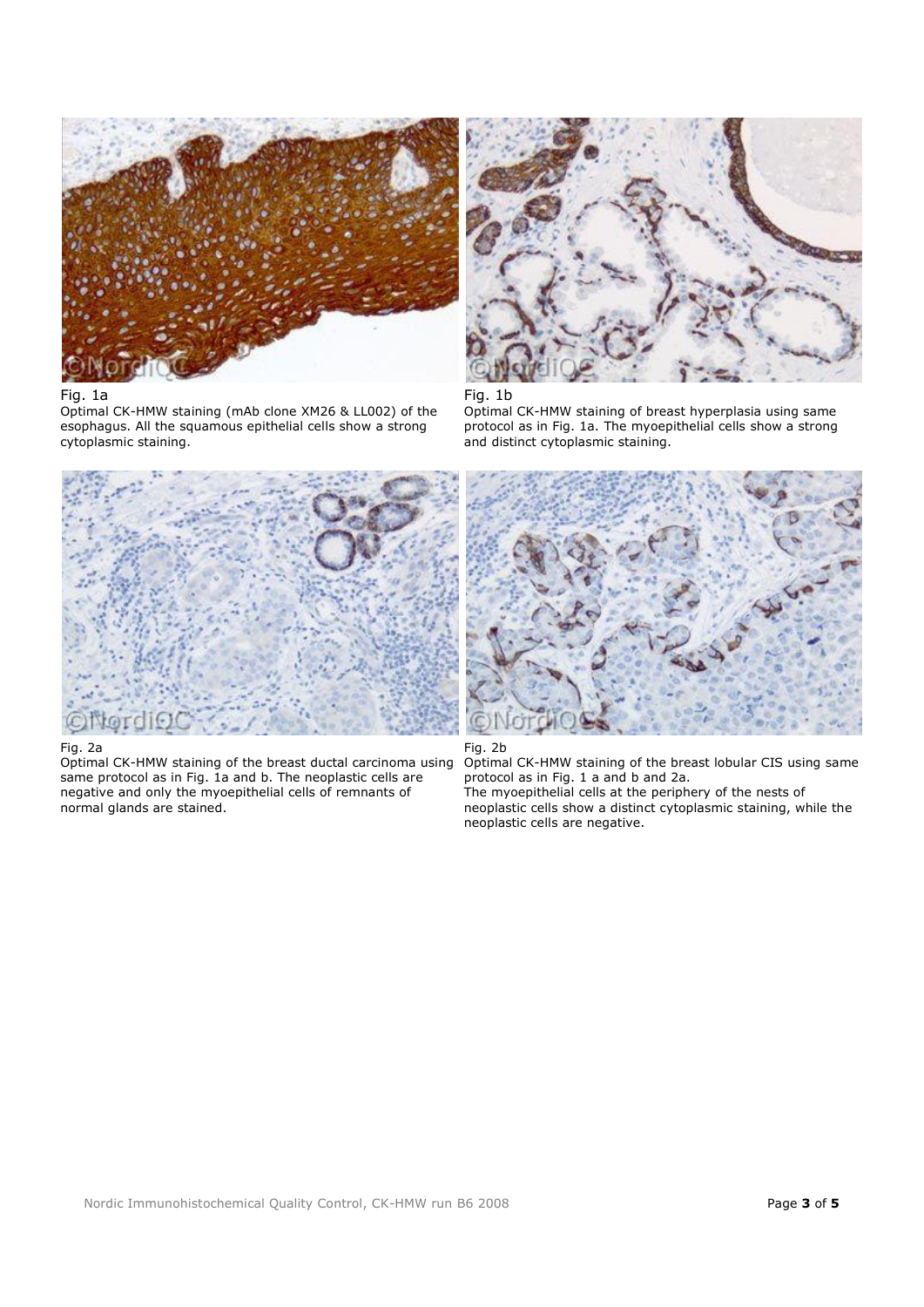Fig. 1a
Optimal CK-HMW staining (mAb clone XM26 & LL002) of the esophagus. All the squamous epithelial cells show a strong cytoplasmic staining.

Fig. 1b
Optimal CK-HMW staining of breast hyperplasia using same protocol as in Fig. 1a. The myoepithelial cells show a strong and distinct cytoplasmic staining.

Fig. 2a
Optimal CK-HMW staining of the breast ductal carcinoma using same protocol as in Fig. 1a and b. The neoplastic cells are negative and only the myoepithelial cells of remnants of normal glands are stained.

Fig. 2b
Optimal CK-HMW staining of the breast lobular CIS using same protocol as in Fig. 1 a and b and 2a.
The myoepithelial cells at the periphery of the nests of neoplastic cells show a distinct cytoplasmic staining, while the neoplastic cells are negative.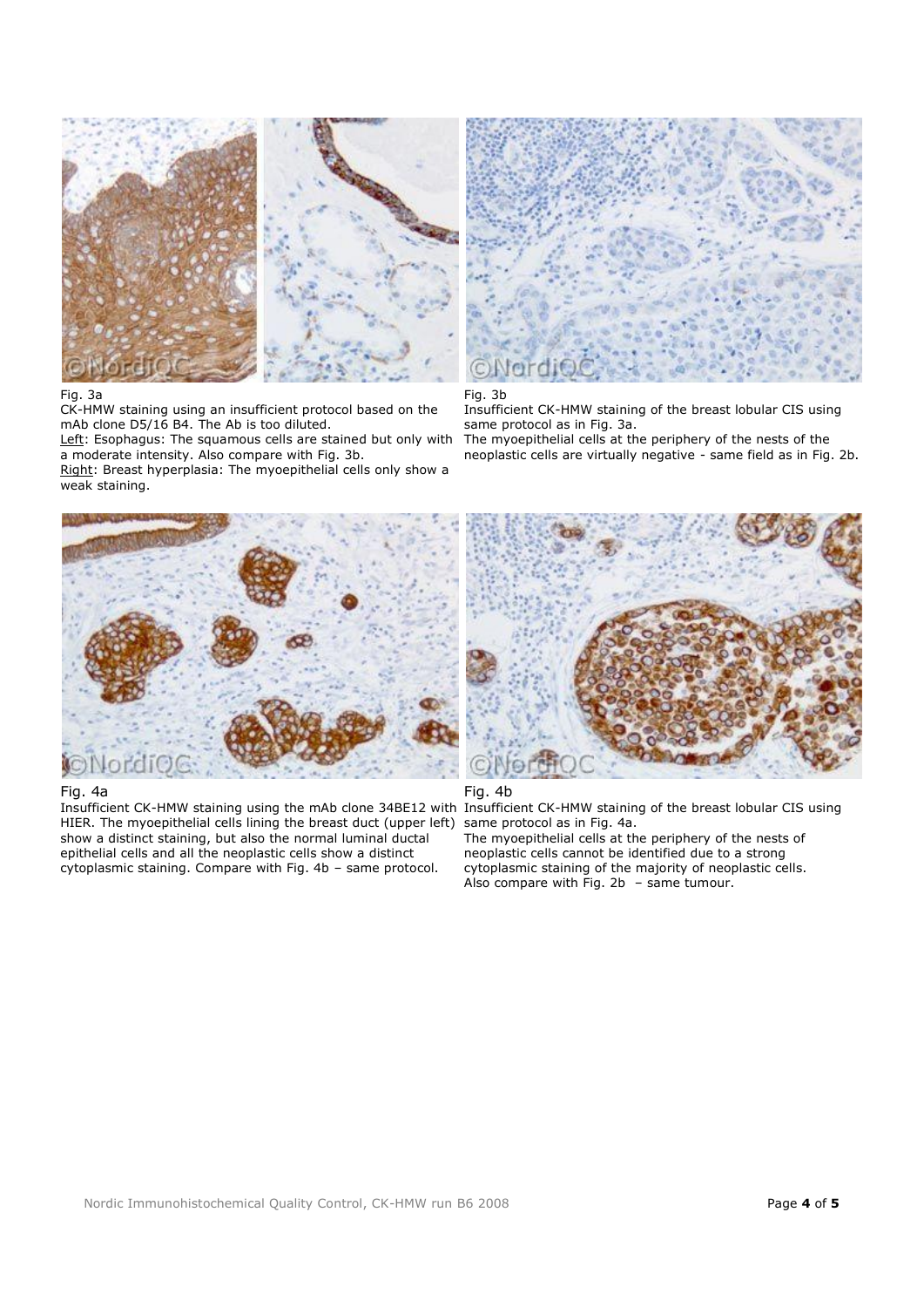Fig. 3a

CK-HMW staining using an insufficient protocol based on the mAb clone D5/16 B4. The Ab is too diluted.

Left: Esophagus: The squamous cells are stained but only with a moderate intensity. Also compare with Fig. 3b.

Right: Breast hyperplasia: The myoepithelial cells only show a weak staining.

Fig. 3b

Insufficient CK-HMW staining of the breast lobular CIS using same protocol as in Fig. 3a.

The myoepithelial cells at the periphery of the nests of the neoplastic cells are virtually negative - same field as in Fig. 2b.

Fig. 4a

Insufficient CK-HMW staining using the mAb clone 34BE12 with HIER. The myoepithelial cells lining the breast duct (upper left) show a distinct staining, but also the normal luminal ductal epithelial cells and all the neoplastic cells show a distinct cytoplasmic staining. Compare with Fig. 4b – same protocol.

Fig. 4b

Insufficient CK-HMW staining of the breast lobular CIS using same protocol as in Fig. 4a.

The myoepithelial cells at the periphery of the nests of neoplastic cells cannot be identified due to a strong cytoplasmic staining of the majority of neoplastic cells. Also compare with Fig. 2b – same tumour.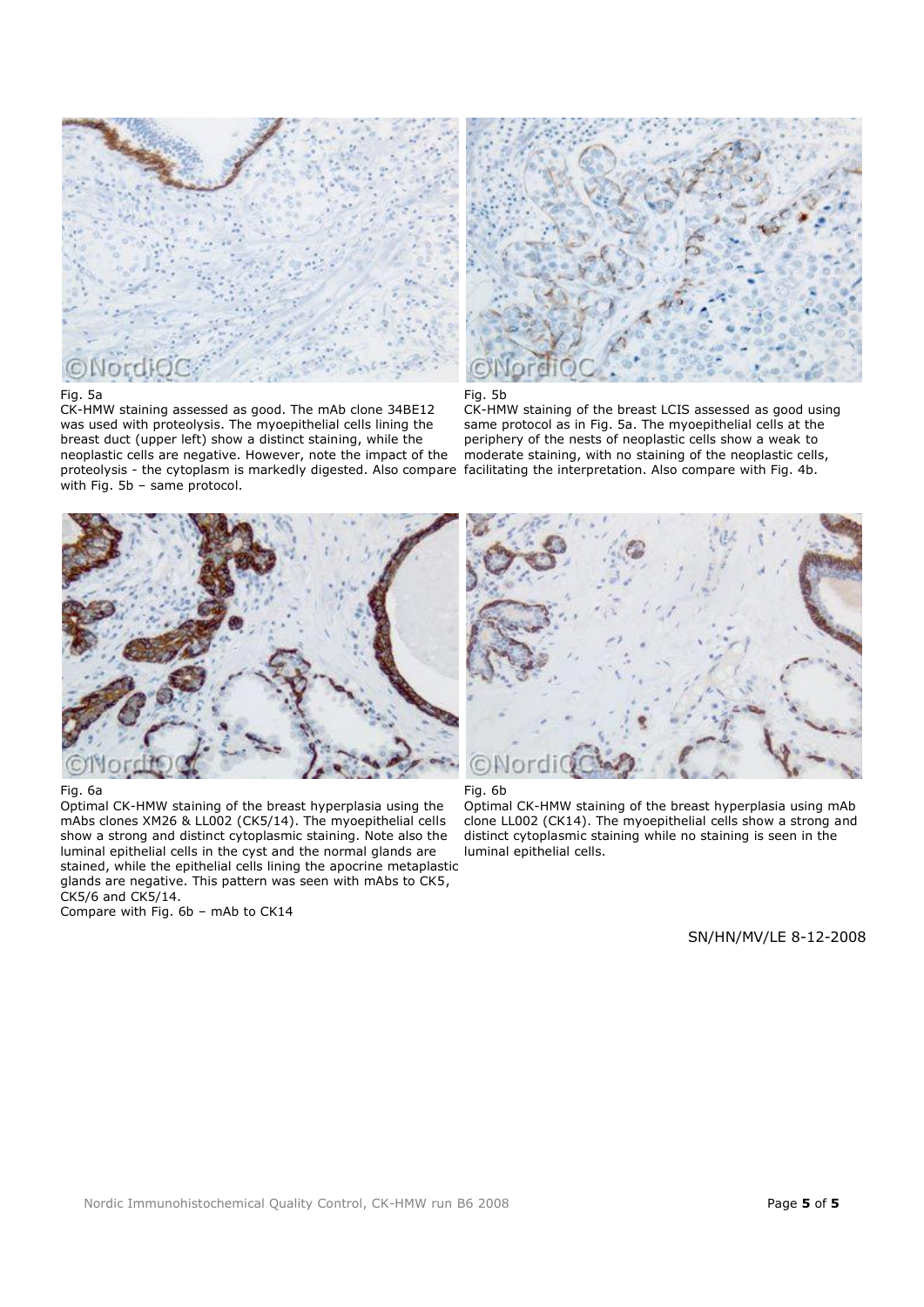Fig. 5a
CK-HMW staining assessed as good. The mAb clone 34BE12 was used with proteolysis. The myoepithelial cells lining the breast duct (upper left) show a distinct staining, while the neoplastic cells are negative. However, note the impact of the proteolysis - the cytoplasm is markedly digested. Also compare with Fig. 5b – same protocol.

Fig. 5b
CK-HMW staining of the breast LCIS assessed as good using same protocol as in Fig. 5a. The myoepithelial cells at the periphery of the nests of neoplastic cells show a weak to moderate staining, with no staining of the neoplastic cells, facilitating the interpretation. Also compare with Fig. 4b.

Fig. 6a
Optimal CK-HMW staining of the breast hyperplasia using the mAbs clones XM26 & LL002 (CK5/14). The myoepithelial cells show a strong and distinct cytoplasmic staining. Note also the luminal epithelial cells in the cyst and the normal glands are stained, while the epithelial cells lining the apocrine metaplastic glands are negative. This pattern was seen with mAbs to CK5, CK5/6 and CK5/14.
Compare with Fig. 6b – mAb to CK14

Fig. 6b
Optimal CK-HMW staining of the breast hyperplasia using mAb clone LL002 (CK14). The myoepithelial cells show a strong and distinct cytoplasmic staining while no staining is seen in the luminal epithelial cells.

SN/HN/MV/LE 8-12-2008